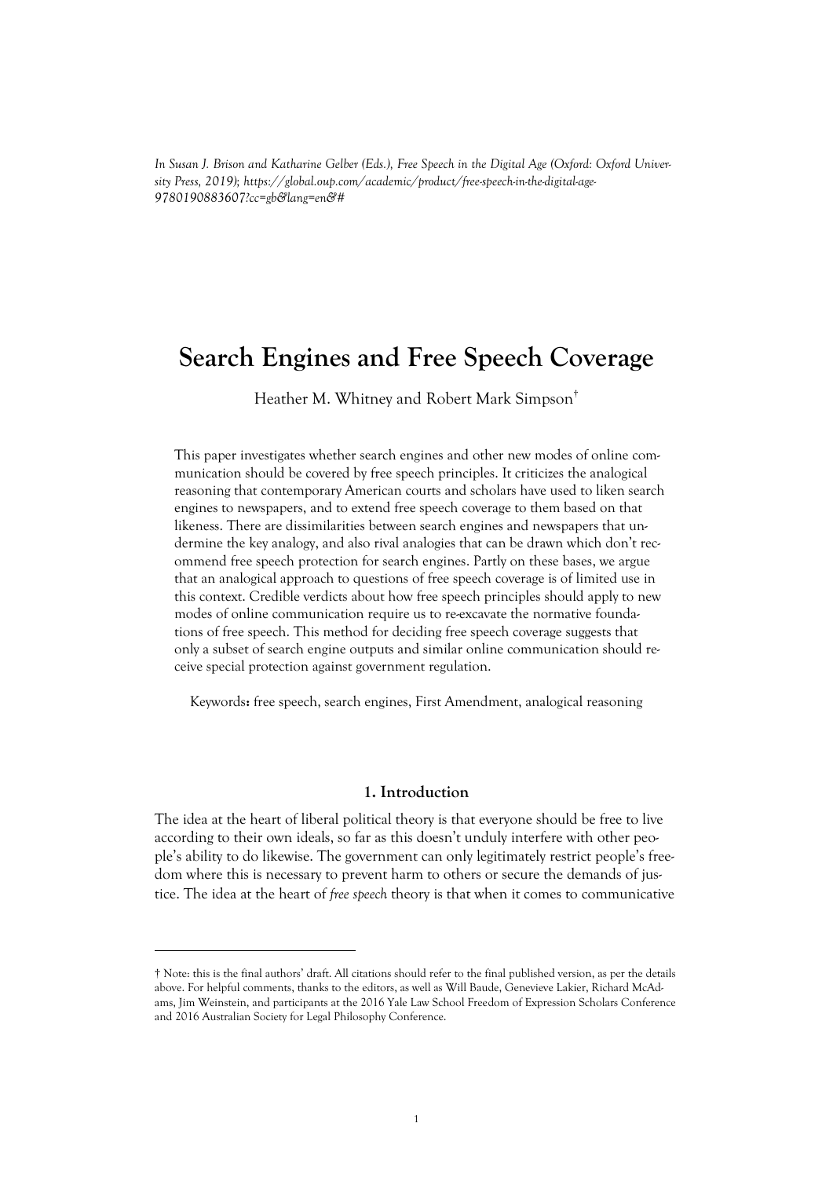*In Susan J. Brison and Katharine Gelber (Eds.), Free Speech in the Digital Age (Oxford: Oxford University Press, 2019); https://global.oup.com/academic/product/free-speech-in-the-digital-age-9780190883607?cc=gb&lang=en&#*

# Search Engines and Free Speech Coverage

Heather M. Whitney and Robert Mark Simpson†

This paper investigates whether search engines and other new modes of online communication should be covered by free speech principles. It criticizes the analogical reasoning that contemporary American courts and scholars have used to liken search engines to newspapers, and to extend free speech coverage to them based on that likeness. There are dissimilarities between search engines and newspapers that undermine the key analogy, and also rival analogies that can be drawn which don't recommend free speech protection for search engines. Partly on these bases, we argue that an analogical approach to questions of free speech coverage is of limited use in this context. Credible verdicts about how free speech principles should apply to new modes of online communication require us to re-excavate the normative foundations of free speech. This method for deciding free speech coverage suggests that only a subset of search engine outputs and similar online communication should receive special protection against government regulation.

Keywords**:** free speech, search engines, First Amendment, analogical reasoning

## 1. Introduction

The idea at the heart of liberal political theory is that everyone should be free to live according to their own ideals, so far as this doesn't unduly interfere with other people's ability to do likewise. The government can only legitimately restrict people's freedom where this is necessary to prevent harm to others or secure the demands of justice. The idea at the heart of *free speech* theory is that when it comes to communicative

† Note: this is the final authors' draft. All citations should refer to the final published version, as per the details above. For helpful comments, thanks to the editors, as well as Will Baude, Genevieve Lakier, Richard McAdams, Jim Weinstein, and participants at the 2016 Yale Law School Freedom of Expression Scholars Conference and 2016 Australian Society for Legal Philosophy Conference.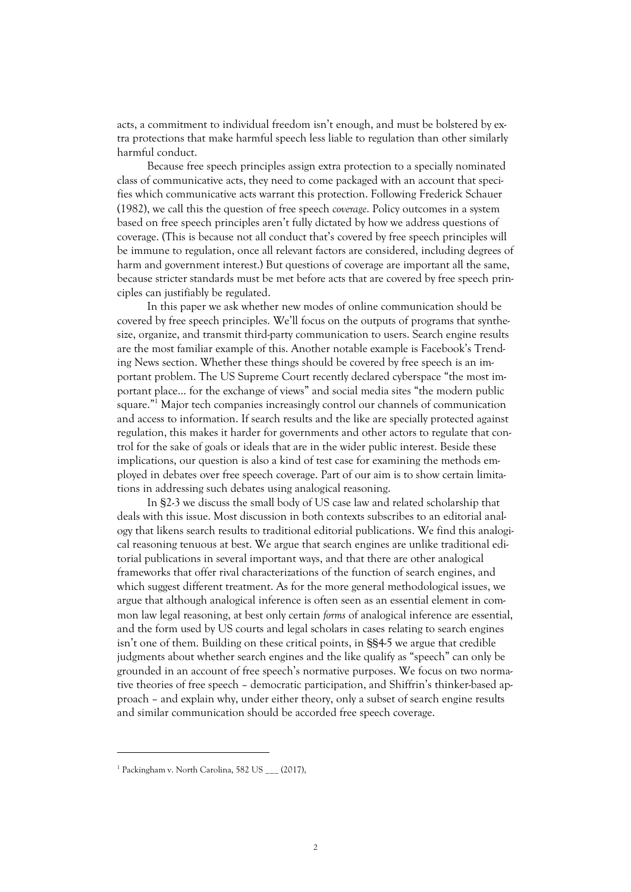acts, a commitment to individual freedom isn't enough, and must be bolstered by extra protections that make harmful speech less liable to regulation than other similarly harmful conduct.

Because free speech principles assign extra protection to a specially nominated class of communicative acts, they need to come packaged with an account that specifies which communicative acts warrant this protection. Following Frederick Schauer (1982), we call this the question of free speech *coverage*. Policy outcomes in a system based on free speech principles aren't fully dictated by how we address questions of coverage. (This is because not all conduct that's covered by free speech principles will be immune to regulation, once all relevant factors are considered, including degrees of harm and government interest.) But questions of coverage are important all the same, because stricter standards must be met before acts that are covered by free speech principles can justifiably be regulated.

In this paper we ask whether new modes of online communication should be covered by free speech principles. We'll focus on the outputs of programs that synthesize, organize, and transmit third-party communication to users. Search engine results are the most familiar example of this. Another notable example is Facebook's Trending News section. Whether these things should be covered by free speech is an important problem. The US Supreme Court recently declared cyberspace "the most important place… for the exchange of views" and social media sites "the modern public square."[1] Major tech companies increasingly control our channels of communication and access to information. If search results and the like are specially protected against regulation, this makes it harder for governments and other actors to regulate that control for the sake of goals or ideals that are in the wider public interest. Beside these implications, our question is also a kind of test case for examining the methods employed in debates over free speech coverage. Part of our aim is to show certain limitations in addressing such debates using analogical reasoning.

In §2-3 we discuss the small body of US case law and related scholarship that deals with this issue. Most discussion in both contexts subscribes to an editorial analogy that likens search results to traditional editorial publications. We find this analogical reasoning tenuous at best. We argue that search engines are unlike traditional editorial publications in several important ways, and that there are other analogical frameworks that offer rival characterizations of the function of search engines, and which suggest different treatment. As for the more general methodological issues, we argue that although analogical inference is often seen as an essential element in common law legal reasoning, at best only certain *forms* of analogical inference are essential, and the form used by US courts and legal scholars in cases relating to search engines isn't one of them. Building on these critical points, in §§4-5 we argue that credible judgments about whether search engines and the like qualify as "speech" can only be grounded in an account of free speech's normative purposes. We focus on two normative theories of free speech – democratic participation, and Shiffrin's thinker-based approach – and explain why, under either theory, only a subset of search engine results and similar communication should be accorded free speech coverage.

---

[1] Packingham v. North Carolina, 582 US ___ (2017),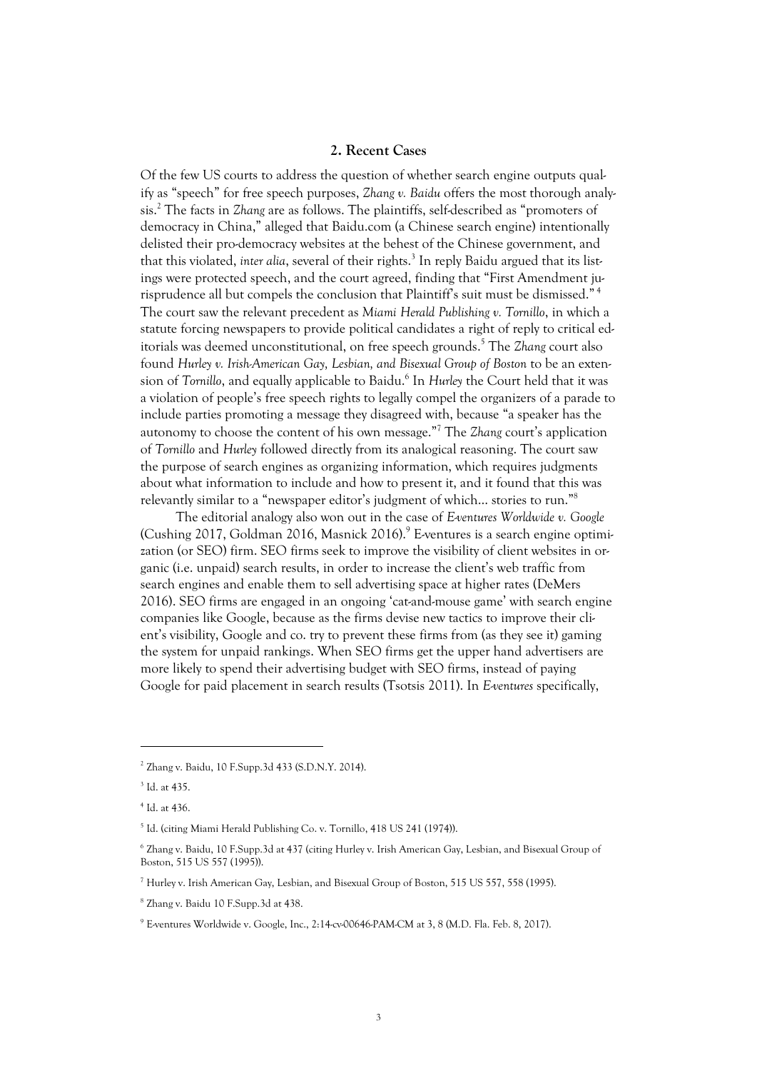## 2. Recent Cases

Of the few US courts to address the question of whether search engine outputs qualify as "speech" for free speech purposes, *Zhang v. Baidu* offers the most thorough analysis.[2] The facts in *Zhang* are as follows. The plaintiffs, self-described as "promoters of democracy in China," alleged that Baidu.com (a Chinese search engine) intentionally delisted their pro-democracy websites at the behest of the Chinese government, and that this violated, *inter alia*, several of their rights.[3] In reply Baidu argued that its listings were protected speech, and the court agreed, finding that "First Amendment jurisprudence all but compels the conclusion that Plaintiff's suit must be dismissed." [4] The court saw the relevant precedent as *Miami Herald Publishing v. Tornillo*, in which a statute forcing newspapers to provide political candidates a right of reply to critical editorials was deemed unconstitutional, on free speech grounds.[5] The *Zhang* court also found *Hurley v. Irish-American Gay, Lesbian, and Bisexual Group of Boston* to be an extension of *Tornillo*, and equally applicable to Baidu.[6] In *Hurley* the Court held that it was a violation of people's free speech rights to legally compel the organizers of a parade to include parties promoting a message they disagreed with, because "a speaker has the autonomy to choose the content of his own message."[7] The *Zhang* court's application of *Tornillo* and *Hurley* followed directly from its analogical reasoning. The court saw the purpose of search engines as organizing information, which requires judgments about what information to include and how to present it, and it found that this was relevantly similar to a "newspaper editor's judgment of which… stories to run."[8]

The editorial analogy also won out in the case of *E-ventures Worldwide v. Google* (Cushing 2017, Goldman 2016, Masnick 2016).[9] E-ventures is a search engine optimization (or SEO) firm. SEO firms seek to improve the visibility of client websites in organic (i.e. unpaid) search results, in order to increase the client's web traffic from search engines and enable them to sell advertising space at higher rates (DeMers 2016). SEO firms are engaged in an ongoing 'cat-and-mouse game' with search engine companies like Google, because as the firms devise new tactics to improve their client's visibility, Google and co. try to prevent these firms from (as they see it) gaming the system for unpaid rankings. When SEO firms get the upper hand advertisers are more likely to spend their advertising budget with SEO firms, instead of paying Google for paid placement in search results (Tsotsis 2011). In *E-ventures* specifically,

---

[2] Zhang v. Baidu, 10 F.Supp.3d 433 (S.D.N.Y. 2014).

[3] Id. at 435.

[4] Id. at 436.

[5] Id. (citing Miami Herald Publishing Co. v. Tornillo, 418 US 241 (1974)).

[6] Zhang v. Baidu, 10 F.Supp.3d at 437 (citing Hurley v. Irish American Gay, Lesbian, and Bisexual Group of Boston, 515 US 557 (1995)).

[7] Hurley v. Irish American Gay, Lesbian, and Bisexual Group of Boston, 515 US 557, 558 (1995).

[8] Zhang v. Baidu 10 F.Supp.3d at 438.

[9] E-ventures Worldwide v. Google, Inc., 2:14-cv-00646-PAM-CM at 3, 8 (M.D. Fla. Feb. 8, 2017).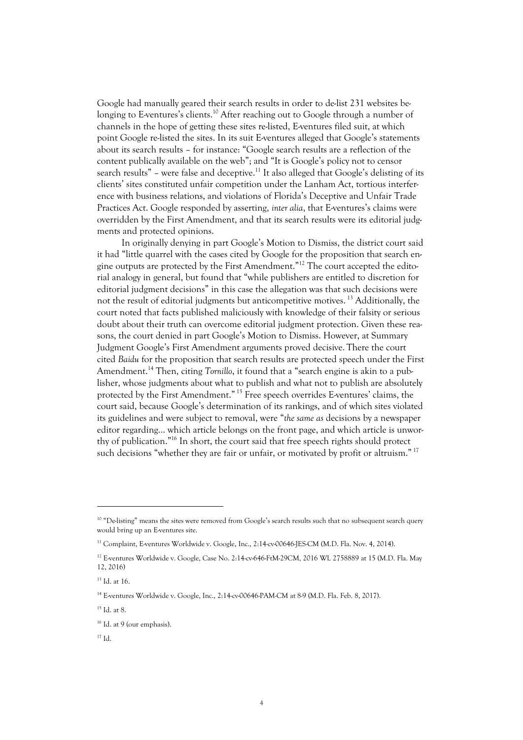Google had manually geared their search results in order to de-list 231 websites belonging to E-ventures's clients.[10] After reaching out to Google through a number of channels in the hope of getting these sites re-listed, E-ventures filed suit, at which point Google re-listed the sites. In its suit E-ventures alleged that Google's statements about its search results – for instance: "Google search results are a reflection of the content publically available on the web"; and "It is Google's policy not to censor search results" – were false and deceptive.[11] It also alleged that Google's delisting of its clients' sites constituted unfair competition under the Lanham Act, tortious interference with business relations, and violations of Florida's Deceptive and Unfair Trade Practices Act. Google responded by asserting, *inter alia*, that E-ventures's claims were overridden by the First Amendment, and that its search results were its editorial judgments and protected opinions.

In originally denying in part Google's Motion to Dismiss, the district court said it had "little quarrel with the cases cited by Google for the proposition that search engine outputs are protected by the First Amendment."[12] The court accepted the editorial analogy in general, but found that "while publishers are entitled to discretion for editorial judgment decisions" in this case the allegation was that such decisions were not the result of editorial judgments but anticompetitive motives. [13] Additionally, the court noted that facts published maliciously with knowledge of their falsity or serious doubt about their truth can overcome editorial judgment protection. Given these reasons, the court denied in part Google's Motion to Dismiss. However, at Summary Judgment Google's First Amendment arguments proved decisive. There the court cited *Baidu* for the proposition that search results are protected speech under the First Amendment.[14] Then, citing *Tornillo*, it found that a "search engine is akin to a publisher, whose judgments about what to publish and what not to publish are absolutely protected by the First Amendment." [15] Free speech overrides E-ventures' claims, the court said, because Google's determination of its rankings, and of which sites violated its guidelines and were subject to removal, were "*the same as* decisions by a newspaper editor regarding... which article belongs on the front page, and which article is unworthy of publication."[16] In short, the court said that free speech rights should protect such decisions "whether they are fair or unfair, or motivated by profit or altruism." [17]

---

[10] "De-listing" means the sites were removed from Google's search results such that no subsequent search query would bring up an E-ventures site.

[11] Complaint, E-ventures Worldwide v. Google, Inc., 2:14-cv-00646-JES-CM (M.D. Fla. Nov. 4, 2014).

[12] E-ventures Worldwide v. Google, Case No. 2:14-cv-646-FtM-29CM, 2016 WL 2758889 at 15 (M.D. Fla. May 12, 2016)

[13] Id. at 16.

[14] E-ventures Worldwide v. Google, Inc., 2:14-cv-00646-PAM-CM at 8-9 (M.D. Fla. Feb. 8, 2017).

[15] Id. at 8.

[16] Id. at 9 (our emphasis).

[17] Id.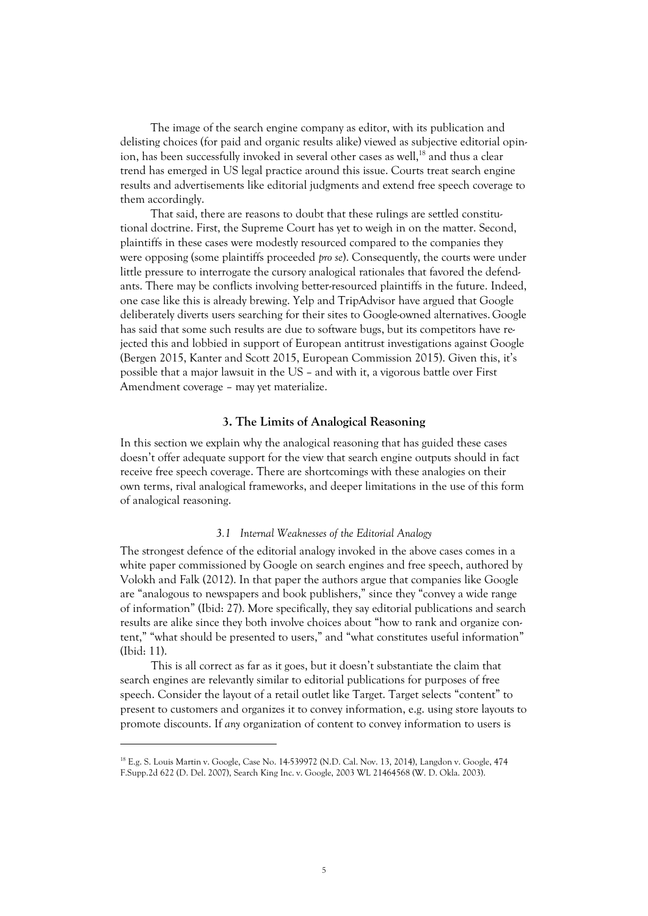The image of the search engine company as editor, with its publication and delisting choices (for paid and organic results alike) viewed as subjective editorial opinion, has been successfully invoked in several other cases as well,[18] and thus a clear trend has emerged in US legal practice around this issue. Courts treat search engine results and advertisements like editorial judgments and extend free speech coverage to them accordingly.

That said, there are reasons to doubt that these rulings are settled constitutional doctrine. First, the Supreme Court has yet to weigh in on the matter. Second, plaintiffs in these cases were modestly resourced compared to the companies they were opposing (some plaintiffs proceeded *pro se*). Consequently, the courts were under little pressure to interrogate the cursory analogical rationales that favored the defendants. There may be conflicts involving better-resourced plaintiffs in the future. Indeed, one case like this is already brewing. Yelp and TripAdvisor have argued that Google deliberately diverts users searching for their sites to Google-owned alternatives. Google has said that some such results are due to software bugs, but its competitors have rejected this and lobbied in support of European antitrust investigations against Google (Bergen 2015, Kanter and Scott 2015, European Commission 2015). Given this, it's possible that a major lawsuit in the US – and with it, a vigorous battle over First Amendment coverage – may yet materialize.

## 3. The Limits of Analogical Reasoning

In this section we explain why the analogical reasoning that has guided these cases doesn't offer adequate support for the view that search engine outputs should in fact receive free speech coverage. There are shortcomings with these analogies on their own terms, rival analogical frameworks, and deeper limitations in the use of this form of analogical reasoning.

### *3.1 Internal Weaknesses of the Editorial Analogy*

The strongest defence of the editorial analogy invoked in the above cases comes in a white paper commissioned by Google on search engines and free speech, authored by Volokh and Falk (2012). In that paper the authors argue that companies like Google are "analogous to newspapers and book publishers," since they "convey a wide range of information" (Ibid: 27). More specifically, they say editorial publications and search results are alike since they both involve choices about "how to rank and organize content," "what should be presented to users," and "what constitutes useful information" (Ibid: 11).

This is all correct as far as it goes, but it doesn't substantiate the claim that search engines are relevantly similar to editorial publications for purposes of free speech. Consider the layout of a retail outlet like Target. Target selects "content" to present to customers and organizes it to convey information, e.g. using store layouts to promote discounts. If *any* organization of content to convey information to users is

---

[18] E.g. S. Louis Martin v. Google, Case No. 14-539972 (N.D. Cal. Nov. 13, 2014), Langdon v. Google, 474 F.Supp.2d 622 (D. Del. 2007), Search King Inc. v. Google, 2003 WL 21464568 (W. D. Okla. 2003).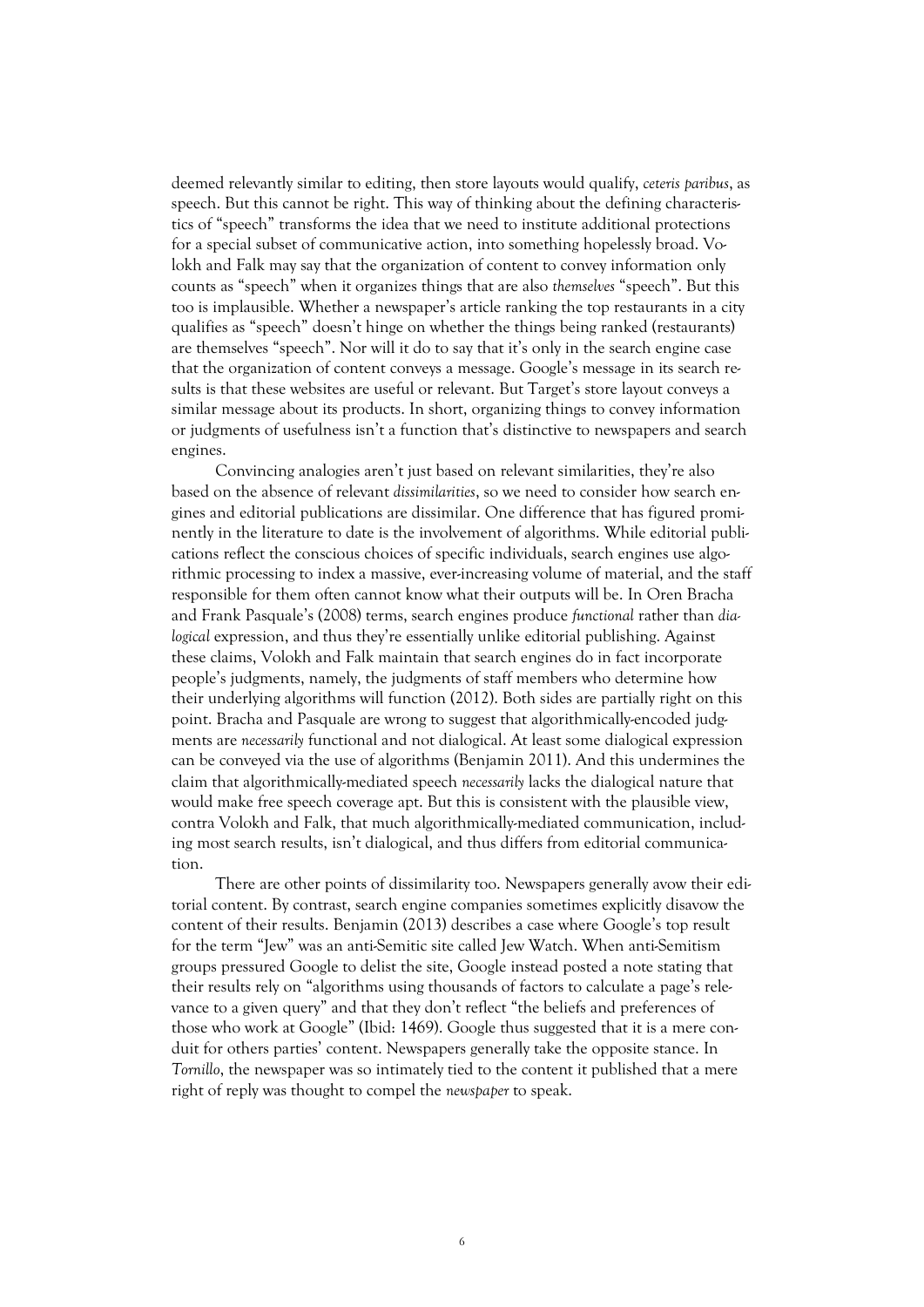deemed relevantly similar to editing, then store layouts would qualify, *ceteris paribus*, as speech. But this cannot be right. This way of thinking about the defining characteristics of "speech" transforms the idea that we need to institute additional protections for a special subset of communicative action, into something hopelessly broad. Volokh and Falk may say that the organization of content to convey information only counts as "speech" when it organizes things that are also *themselves* "speech". But this too is implausible. Whether a newspaper's article ranking the top restaurants in a city qualifies as "speech" doesn't hinge on whether the things being ranked (restaurants) are themselves "speech". Nor will it do to say that it's only in the search engine case that the organization of content conveys a message. Google's message in its search results is that these websites are useful or relevant. But Target's store layout conveys a similar message about its products. In short, organizing things to convey information or judgments of usefulness isn't a function that's distinctive to newspapers and search engines.

Convincing analogies aren't just based on relevant similarities, they're also based on the absence of relevant *dissimilarities*, so we need to consider how search engines and editorial publications are dissimilar. One difference that has figured prominently in the literature to date is the involvement of algorithms. While editorial publications reflect the conscious choices of specific individuals, search engines use algorithmic processing to index a massive, ever-increasing volume of material, and the staff responsible for them often cannot know what their outputs will be. In Oren Bracha and Frank Pasquale's (2008) terms, search engines produce *functional* rather than *dialogical* expression, and thus they're essentially unlike editorial publishing. Against these claims, Volokh and Falk maintain that search engines do in fact incorporate people's judgments, namely, the judgments of staff members who determine how their underlying algorithms will function (2012). Both sides are partially right on this point. Bracha and Pasquale are wrong to suggest that algorithmically-encoded judgments are *necessarily* functional and not dialogical. At least some dialogical expression can be conveyed via the use of algorithms (Benjamin 2011). And this undermines the claim that algorithmically-mediated speech *necessarily* lacks the dialogical nature that would make free speech coverage apt. But this is consistent with the plausible view, contra Volokh and Falk, that much algorithmically-mediated communication, including most search results, isn't dialogical, and thus differs from editorial communication.

There are other points of dissimilarity too. Newspapers generally avow their editorial content. By contrast, search engine companies sometimes explicitly disavow the content of their results. Benjamin (2013) describes a case where Google's top result for the term "Jew" was an anti-Semitic site called Jew Watch. When anti-Semitism groups pressured Google to delist the site, Google instead posted a note stating that their results rely on "algorithms using thousands of factors to calculate a page's relevance to a given query" and that they don't reflect "the beliefs and preferences of those who work at Google" (Ibid: 1469). Google thus suggested that it is a mere conduit for others parties' content. Newspapers generally take the opposite stance. In *Tornillo*, the newspaper was so intimately tied to the content it published that a mere right of reply was thought to compel the *newspaper* to speak.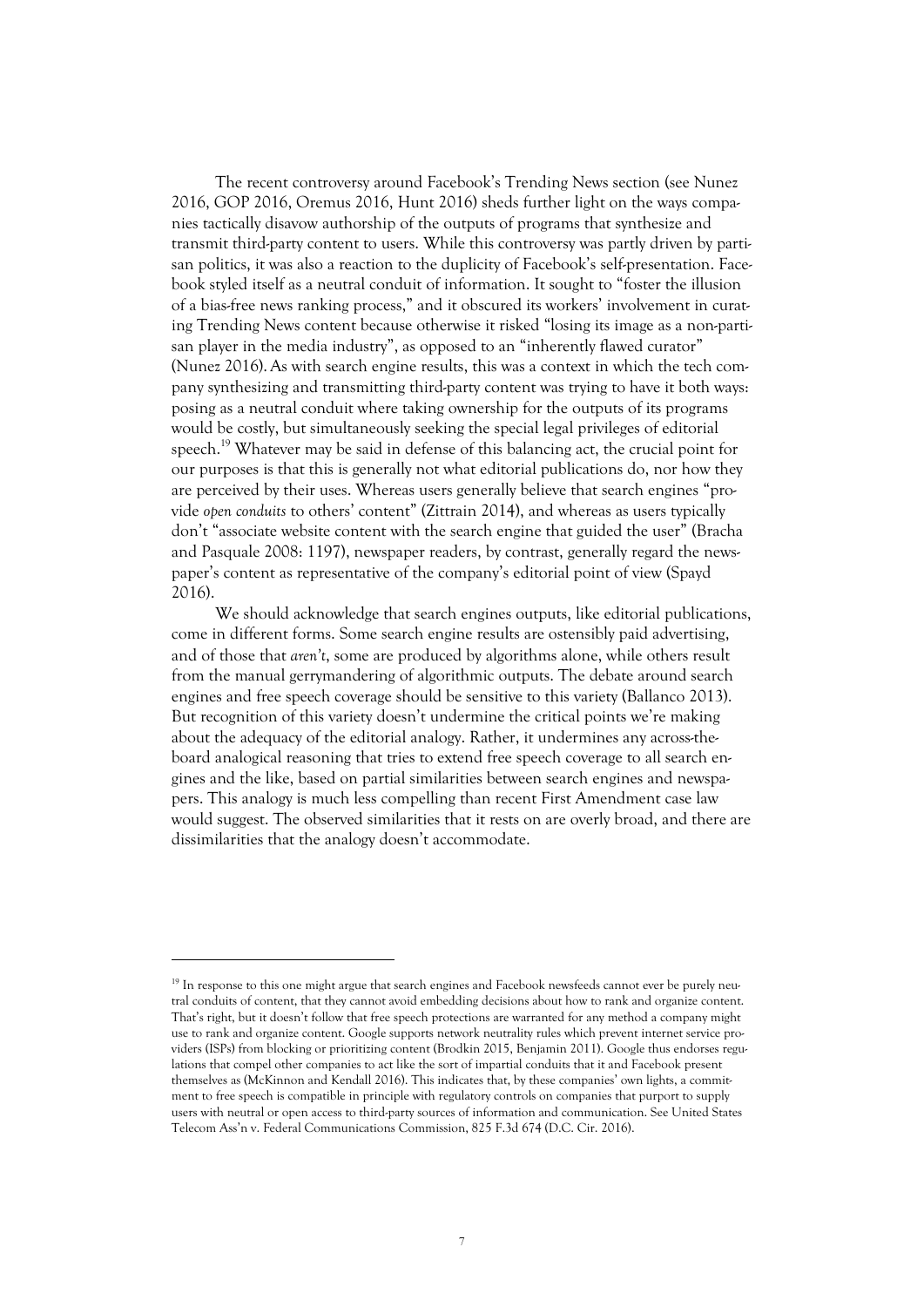The recent controversy around Facebook's Trending News section (see Nunez 2016, GOP 2016, Oremus 2016, Hunt 2016) sheds further light on the ways companies tactically disavow authorship of the outputs of programs that synthesize and transmit third-party content to users. While this controversy was partly driven by partisan politics, it was also a reaction to the duplicity of Facebook's self-presentation. Facebook styled itself as a neutral conduit of information. It sought to "foster the illusion of a bias-free news ranking process," and it obscured its workers' involvement in curating Trending News content because otherwise it risked "losing its image as a non-partisan player in the media industry", as opposed to an "inherently flawed curator" (Nunez 2016). As with search engine results, this was a context in which the tech company synthesizing and transmitting third-party content was trying to have it both ways: posing as a neutral conduit where taking ownership for the outputs of its programs would be costly, but simultaneously seeking the special legal privileges of editorial speech.[19] Whatever may be said in defense of this balancing act, the crucial point for our purposes is that this is generally not what editorial publications do, nor how they are perceived by their uses. Whereas users generally believe that search engines "provide *open conduits* to others' content" (Zittrain 2014), and whereas as users typically don't "associate website content with the search engine that guided the user" (Bracha and Pasquale 2008: 1197), newspaper readers, by contrast, generally regard the newspaper's content as representative of the company's editorial point of view (Spayd 2016).

We should acknowledge that search engines outputs, like editorial publications, come in different forms. Some search engine results are ostensibly paid advertising, and of those that *aren't*, some are produced by algorithms alone, while others result from the manual gerrymandering of algorithmic outputs. The debate around search engines and free speech coverage should be sensitive to this variety (Ballanco 2013). But recognition of this variety doesn't undermine the critical points we're making about the adequacy of the editorial analogy. Rather, it undermines any across-the-board analogical reasoning that tries to extend free speech coverage to all search engines and the like, based on partial similarities between search engines and newspapers. This analogy is much less compelling than recent First Amendment case law would suggest. The observed similarities that it rests on are overly broad, and there are dissimilarities that the analogy doesn't accommodate.

---

[19] In response to this one might argue that search engines and Facebook newsfeeds cannot ever be purely neutral conduits of content, that they cannot avoid embedding decisions about how to rank and organize content. That's right, but it doesn't follow that free speech protections are warranted for any method a company might use to rank and organize content. Google supports network neutrality rules which prevent internet service providers (ISPs) from blocking or prioritizing content (Brodkin 2015, Benjamin 2011). Google thus endorses regulations that compel other companies to act like the sort of impartial conduits that it and Facebook present themselves as (McKinnon and Kendall 2016). This indicates that, by these companies' own lights, a commitment to free speech is compatible in principle with regulatory controls on companies that purport to supply users with neutral or open access to third-party sources of information and communication. See United States Telecom Ass'n v. Federal Communications Commission, 825 F.3d 674 (D.C. Cir. 2016).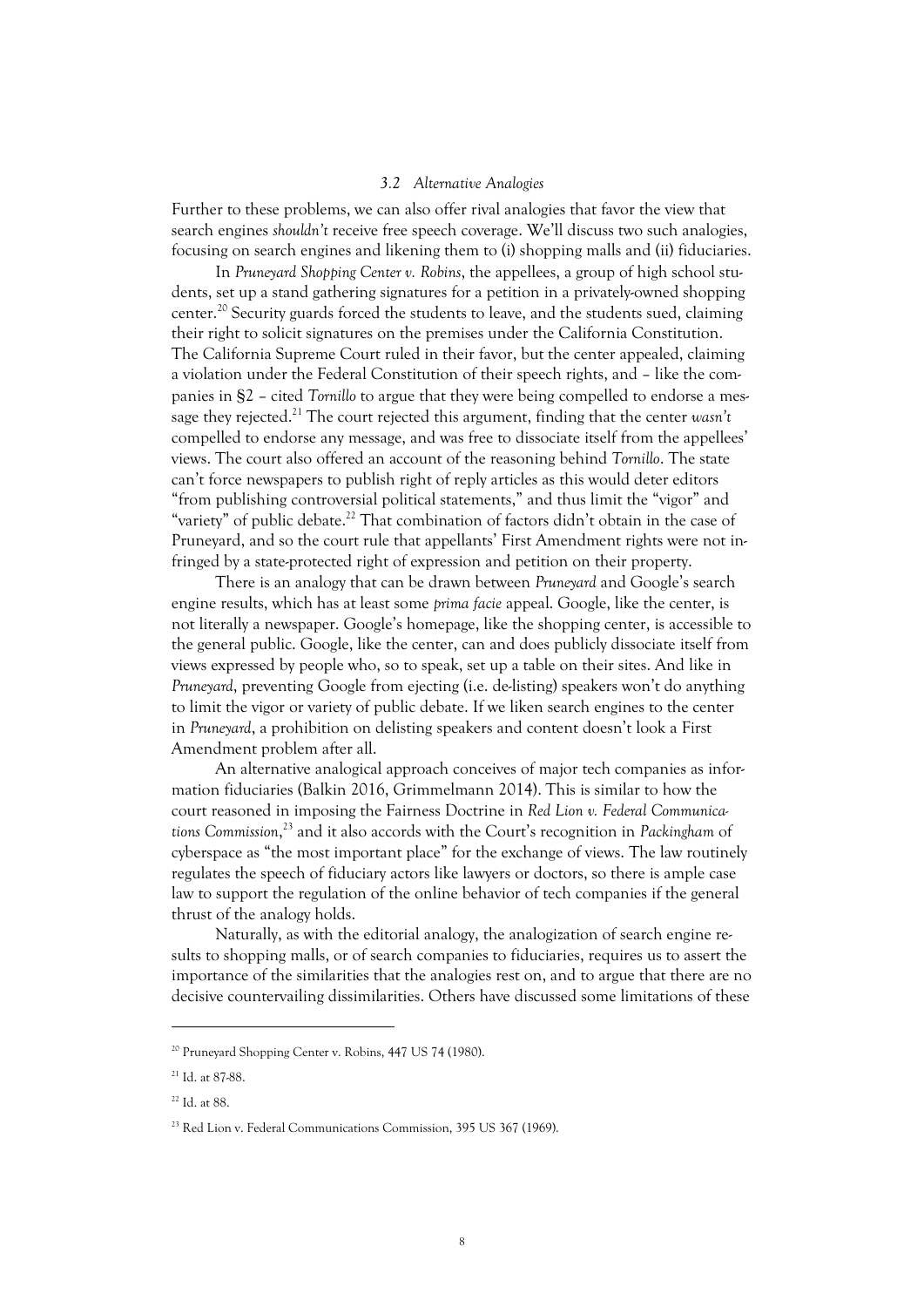### *3.2 Alternative Analogies*

Further to these problems, we can also offer rival analogies that favor the view that search engines *shouldn't* receive free speech coverage. We'll discuss two such analogies, focusing on search engines and likening them to (i) shopping malls and (ii) fiduciaries.

In *Pruneyard Shopping Center v. Robins*, the appellees, a group of high school students, set up a stand gathering signatures for a petition in a privately-owned shopping center.[20] Security guards forced the students to leave, and the students sued, claiming their right to solicit signatures on the premises under the California Constitution. The California Supreme Court ruled in their favor, but the center appealed, claiming a violation under the Federal Constitution of their speech rights, and – like the companies in §2 – cited *Tornillo* to argue that they were being compelled to endorse a message they rejected.[21] The court rejected this argument, finding that the center *wasn't* compelled to endorse any message, and was free to dissociate itself from the appellees' views. The court also offered an account of the reasoning behind *Tornillo*. The state can't force newspapers to publish right of reply articles as this would deter editors "from publishing controversial political statements," and thus limit the "vigor" and "variety" of public debate.[22] That combination of factors didn't obtain in the case of Pruneyard, and so the court rule that appellants' First Amendment rights were not infringed by a state-protected right of expression and petition on their property.

There is an analogy that can be drawn between *Pruneyard* and Google's search engine results, which has at least some *prima facie* appeal. Google, like the center, is not literally a newspaper. Google's homepage, like the shopping center, is accessible to the general public. Google, like the center, can and does publicly dissociate itself from views expressed by people who, so to speak, set up a table on their sites. And like in *Pruneyard*, preventing Google from ejecting (i.e. de-listing) speakers won't do anything to limit the vigor or variety of public debate. If we liken search engines to the center in *Pruneyard*, a prohibition on delisting speakers and content doesn't look a First Amendment problem after all.

An alternative analogical approach conceives of major tech companies as information fiduciaries (Balkin 2016, Grimmelmann 2014). This is similar to how the court reasoned in imposing the Fairness Doctrine in *Red Lion v. Federal Communications Commission*,[23] and it also accords with the Court's recognition in *Packingham* of cyberspace as "the most important place" for the exchange of views. The law routinely regulates the speech of fiduciary actors like lawyers or doctors, so there is ample case law to support the regulation of the online behavior of tech companies if the general thrust of the analogy holds.

Naturally, as with the editorial analogy, the analogization of search engine results to shopping malls, or of search companies to fiduciaries, requires us to assert the importance of the similarities that the analogies rest on, and to argue that there are no decisive countervailing dissimilarities. Others have discussed some limitations of these

---

[20] Pruneyard Shopping Center v. Robins, 447 US 74 (1980).

[21] Id. at 87-88.

[22] Id. at 88.

[23] Red Lion v. Federal Communications Commission, 395 US 367 (1969).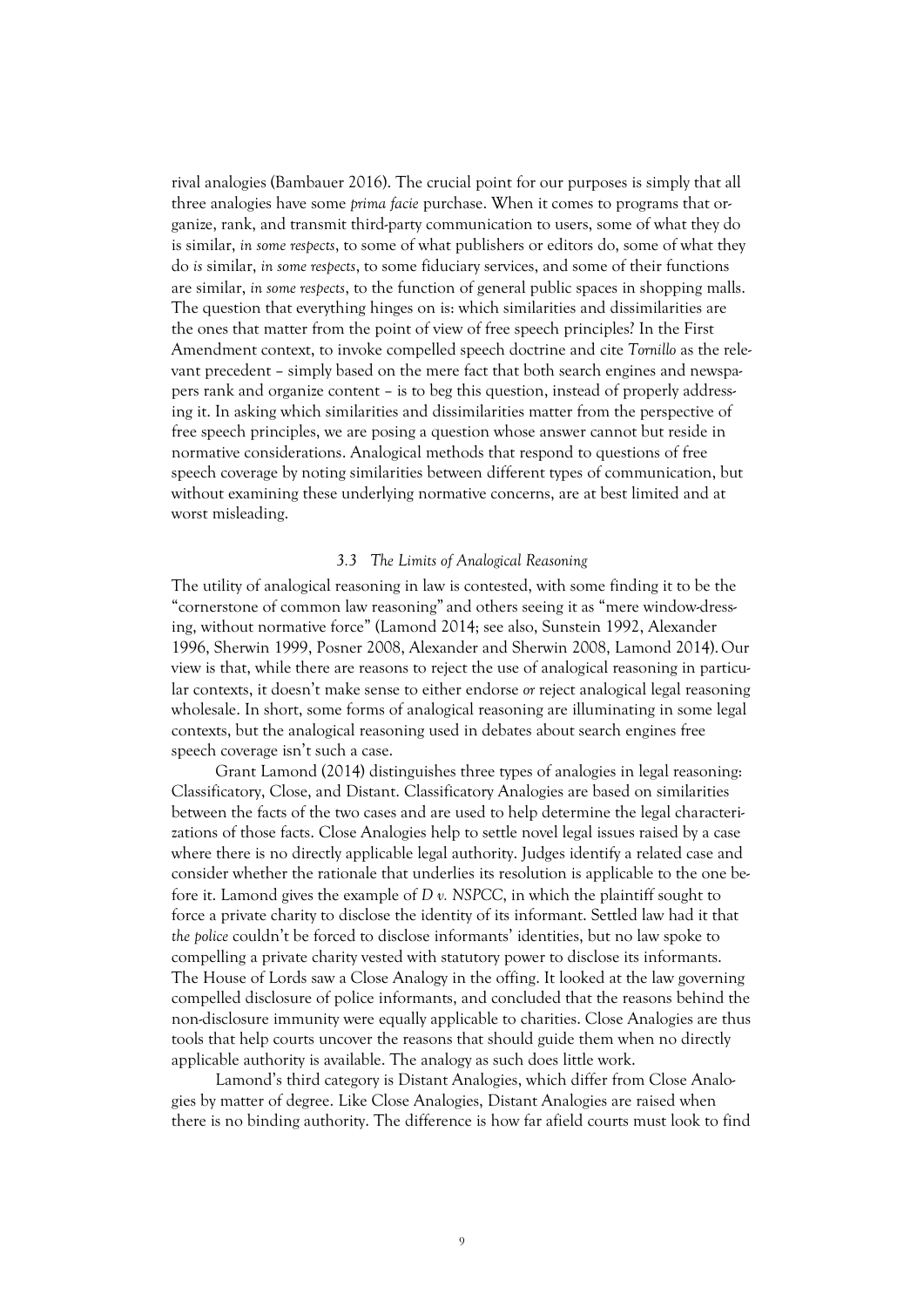rival analogies (Bambauer 2016). The crucial point for our purposes is simply that all three analogies have some *prima facie* purchase. When it comes to programs that organize, rank, and transmit third-party communication to users, some of what they do is similar, *in some respects*, to some of what publishers or editors do, some of what they do *is* similar, *in some respects*, to some fiduciary services, and some of their functions are similar, *in some respects*, to the function of general public spaces in shopping malls. The question that everything hinges on is: which similarities and dissimilarities are the ones that matter from the point of view of free speech principles? In the First Amendment context, to invoke compelled speech doctrine and cite *Tornillo* as the relevant precedent – simply based on the mere fact that both search engines and newspapers rank and organize content – is to beg this question, instead of properly addressing it. In asking which similarities and dissimilarities matter from the perspective of free speech principles, we are posing a question whose answer cannot but reside in normative considerations. Analogical methods that respond to questions of free speech coverage by noting similarities between different types of communication, but without examining these underlying normative concerns, are at best limited and at worst misleading.

### 3.3 The Limits of Analogical Reasoning

The utility of analogical reasoning in law is contested, with some finding it to be the "cornerstone of common law reasoning" and others seeing it as "mere window-dressing, without normative force" (Lamond 2014; see also, Sunstein 1992, Alexander 1996, Sherwin 1999, Posner 2008, Alexander and Sherwin 2008, Lamond 2014). Our view is that, while there are reasons to reject the use of analogical reasoning in particular contexts, it doesn't make sense to either endorse *or* reject analogical legal reasoning wholesale. In short, some forms of analogical reasoning are illuminating in some legal contexts, but the analogical reasoning used in debates about search engines free speech coverage isn't such a case.

Grant Lamond (2014) distinguishes three types of analogies in legal reasoning: Classificatory, Close, and Distant. Classificatory Analogies are based on similarities between the facts of the two cases and are used to help determine the legal characterizations of those facts. Close Analogies help to settle novel legal issues raised by a case where there is no directly applicable legal authority. Judges identify a related case and consider whether the rationale that underlies its resolution is applicable to the one before it. Lamond gives the example of *D v. NSPCC*, in which the plaintiff sought to force a private charity to disclose the identity of its informant. Settled law had it that *the police* couldn't be forced to disclose informants' identities, but no law spoke to compelling a private charity vested with statutory power to disclose its informants. The House of Lords saw a Close Analogy in the offing. It looked at the law governing compelled disclosure of police informants, and concluded that the reasons behind the non-disclosure immunity were equally applicable to charities. Close Analogies are thus tools that help courts uncover the reasons that should guide them when no directly applicable authority is available. The analogy as such does little work.

Lamond's third category is Distant Analogies, which differ from Close Analogies by matter of degree. Like Close Analogies, Distant Analogies are raised when there is no binding authority. The difference is how far afield courts must look to find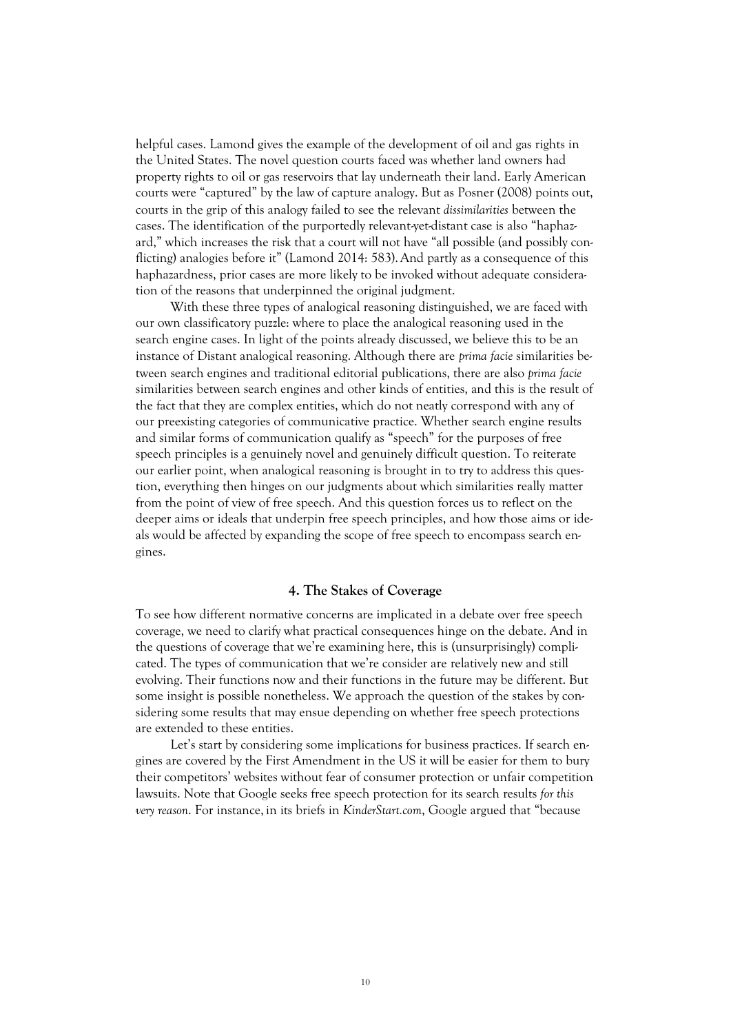helpful cases. Lamond gives the example of the development of oil and gas rights in the United States. The novel question courts faced was whether land owners had property rights to oil or gas reservoirs that lay underneath their land. Early American courts were "captured" by the law of capture analogy. But as Posner (2008) points out, courts in the grip of this analogy failed to see the relevant *dissimilarities* between the cases. The identification of the purportedly relevant-yet-distant case is also "haphazard," which increases the risk that a court will not have "all possible (and possibly conflicting) analogies before it" (Lamond 2014: 583). And partly as a consequence of this haphazardness, prior cases are more likely to be invoked without adequate consideration of the reasons that underpinned the original judgment.

With these three types of analogical reasoning distinguished, we are faced with our own classificatory puzzle: where to place the analogical reasoning used in the search engine cases. In light of the points already discussed, we believe this to be an instance of Distant analogical reasoning. Although there are *prima facie* similarities between search engines and traditional editorial publications, there are also *prima facie* similarities between search engines and other kinds of entities, and this is the result of the fact that they are complex entities, which do not neatly correspond with any of our preexisting categories of communicative practice. Whether search engine results and similar forms of communication qualify as "speech" for the purposes of free speech principles is a genuinely novel and genuinely difficult question. To reiterate our earlier point, when analogical reasoning is brought in to try to address this question, everything then hinges on our judgments about which similarities really matter from the point of view of free speech. And this question forces us to reflect on the deeper aims or ideals that underpin free speech principles, and how those aims or ideals would be affected by expanding the scope of free speech to encompass search engines.

## 4. The Stakes of Coverage

To see how different normative concerns are implicated in a debate over free speech coverage, we need to clarify what practical consequences hinge on the debate. And in the questions of coverage that we're examining here, this is (unsurprisingly) complicated. The types of communication that we're consider are relatively new and still evolving. Their functions now and their functions in the future may be different. But some insight is possible nonetheless. We approach the question of the stakes by considering some results that may ensue depending on whether free speech protections are extended to these entities.

Let's start by considering some implications for business practices. If search engines are covered by the First Amendment in the US it will be easier for them to bury their competitors' websites without fear of consumer protection or unfair competition lawsuits. Note that Google seeks free speech protection for its search results *for this very reason*. For instance, in its briefs in *KinderStart.com*, Google argued that "because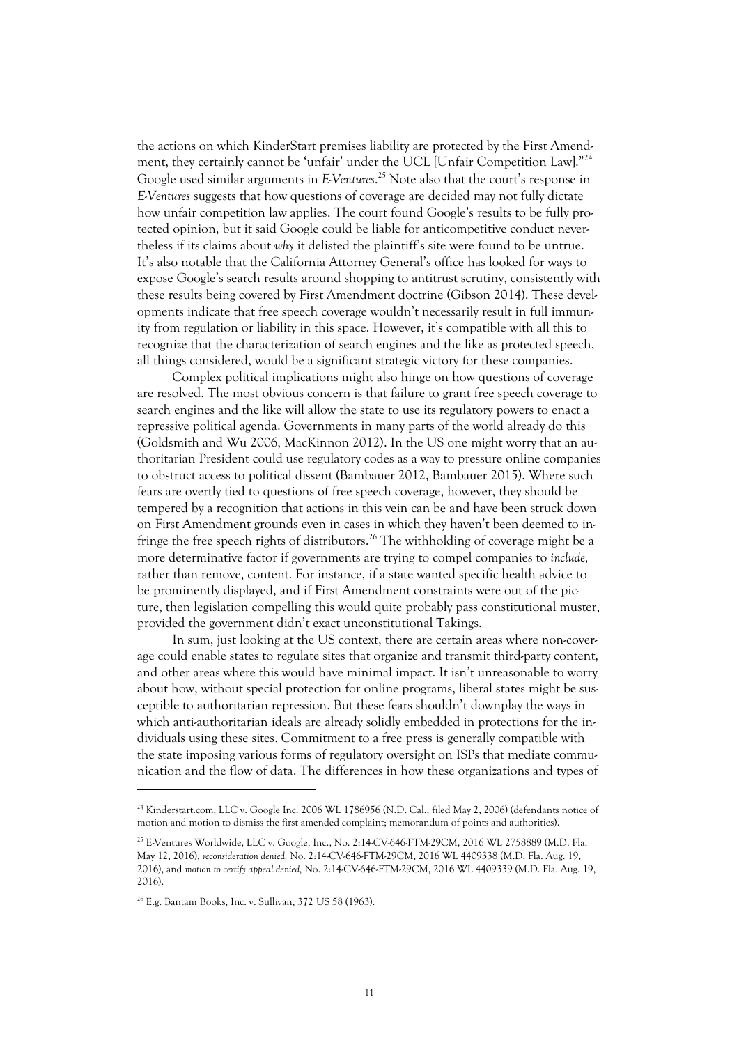the actions on which KinderStart premises liability are protected by the First Amendment, they certainly cannot be 'unfair' under the UCL [Unfair Competition Law]."[24] Google used similar arguments in *E-Ventures*.[25] Note also that the court's response in *E-Ventures* suggests that how questions of coverage are decided may not fully dictate how unfair competition law applies. The court found Google's results to be fully protected opinion, but it said Google could be liable for anticompetitive conduct nevertheless if its claims about *why* it delisted the plaintiff's site were found to be untrue. It's also notable that the California Attorney General's office has looked for ways to expose Google's search results around shopping to antitrust scrutiny, consistently with these results being covered by First Amendment doctrine (Gibson 2014). These developments indicate that free speech coverage wouldn't necessarily result in full immunity from regulation or liability in this space. However, it's compatible with all this to recognize that the characterization of search engines and the like as protected speech, all things considered, would be a significant strategic victory for these companies.

Complex political implications might also hinge on how questions of coverage are resolved. The most obvious concern is that failure to grant free speech coverage to search engines and the like will allow the state to use its regulatory powers to enact a repressive political agenda. Governments in many parts of the world already do this (Goldsmith and Wu 2006, MacKinnon 2012). In the US one might worry that an authoritarian President could use regulatory codes as a way to pressure online companies to obstruct access to political dissent (Bambauer 2012, Bambauer 2015). Where such fears are overtly tied to questions of free speech coverage, however, they should be tempered by a recognition that actions in this vein can be and have been struck down on First Amendment grounds even in cases in which they haven't been deemed to infringe the free speech rights of distributors.[26] The withholding of coverage might be a more determinative factor if governments are trying to compel companies to *include*, rather than remove, content. For instance, if a state wanted specific health advice to be prominently displayed, and if First Amendment constraints were out of the picture, then legislation compelling this would quite probably pass constitutional muster, provided the government didn't exact unconstitutional Takings.

In sum, just looking at the US context, there are certain areas where non-coverage could enable states to regulate sites that organize and transmit third-party content, and other areas where this would have minimal impact. It isn't unreasonable to worry about how, without special protection for online programs, liberal states might be susceptible to authoritarian repression. But these fears shouldn't downplay the ways in which anti-authoritarian ideals are already solidly embedded in protections for the individuals using these sites. Commitment to a free press is generally compatible with the state imposing various forms of regulatory oversight on ISPs that mediate communication and the flow of data. The differences in how these organizations and types of

---

[24] Kinderstart.com, LLC v. Google Inc. 2006 WL 1786956 (N.D. Cal., filed May 2, 2006) (defendants notice of motion and motion to dismiss the first amended complaint; memorandum of points and authorities).

[25] E-Ventures Worldwide, LLC v. Google, Inc., No. 2:14-CV-646-FTM-29CM, 2016 WL 2758889 (M.D. Fla. May 12, 2016), *reconsideration denied*, No. 2:14-CV-646-FTM-29CM, 2016 WL 4409338 (M.D. Fla. Aug. 19, 2016), and *motion to certify appeal denied*, No. 2:14-CV-646-FTM-29CM, 2016 WL 4409339 (M.D. Fla. Aug. 19, 2016).

[26] E.g. Bantam Books, Inc. v. Sullivan, 372 US 58 (1963).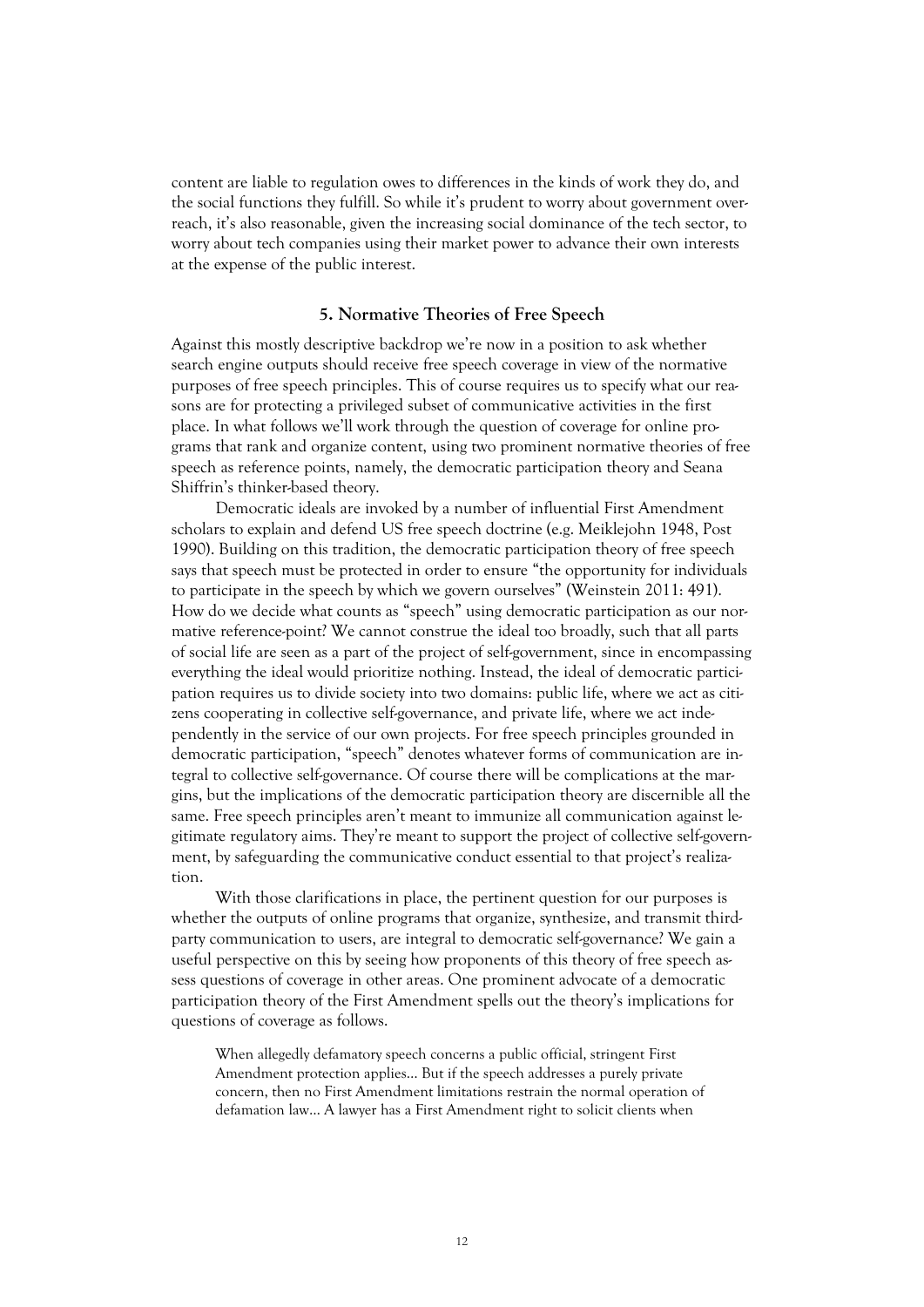content are liable to regulation owes to differences in the kinds of work they do, and the social functions they fulfill. So while it's prudent to worry about government overreach, it's also reasonable, given the increasing social dominance of the tech sector, to worry about tech companies using their market power to advance their own interests at the expense of the public interest.

## 5. Normative Theories of Free Speech

Against this mostly descriptive backdrop we're now in a position to ask whether search engine outputs should receive free speech coverage in view of the normative purposes of free speech principles. This of course requires us to specify what our reasons are for protecting a privileged subset of communicative activities in the first place. In what follows we'll work through the question of coverage for online programs that rank and organize content, using two prominent normative theories of free speech as reference points, namely, the democratic participation theory and Seana Shiffrin's thinker-based theory.

Democratic ideals are invoked by a number of influential First Amendment scholars to explain and defend US free speech doctrine (e.g. Meiklejohn 1948, Post 1990). Building on this tradition, the democratic participation theory of free speech says that speech must be protected in order to ensure "the opportunity for individuals to participate in the speech by which we govern ourselves" (Weinstein 2011: 491). How do we decide what counts as "speech" using democratic participation as our normative reference-point? We cannot construe the ideal too broadly, such that all parts of social life are seen as a part of the project of self-government, since in encompassing everything the ideal would prioritize nothing. Instead, the ideal of democratic participation requires us to divide society into two domains: public life, where we act as citizens cooperating in collective self-governance, and private life, where we act independently in the service of our own projects. For free speech principles grounded in democratic participation, "speech" denotes whatever forms of communication are integral to collective self-governance. Of course there will be complications at the margins, but the implications of the democratic participation theory are discernible all the same. Free speech principles aren't meant to immunize all communication against legitimate regulatory aims. They're meant to support the project of collective self-government, by safeguarding the communicative conduct essential to that project's realization.

With those clarifications in place, the pertinent question for our purposes is whether the outputs of online programs that organize, synthesize, and transmit third-party communication to users, are integral to democratic self-governance? We gain a useful perspective on this by seeing how proponents of this theory of free speech assess questions of coverage in other areas. One prominent advocate of a democratic participation theory of the First Amendment spells out the theory's implications for questions of coverage as follows.

> When allegedly defamatory speech concerns a public official, stringent First Amendment protection applies... But if the speech addresses a purely private concern, then no First Amendment limitations restrain the normal operation of defamation law... A lawyer has a First Amendment right to solicit clients when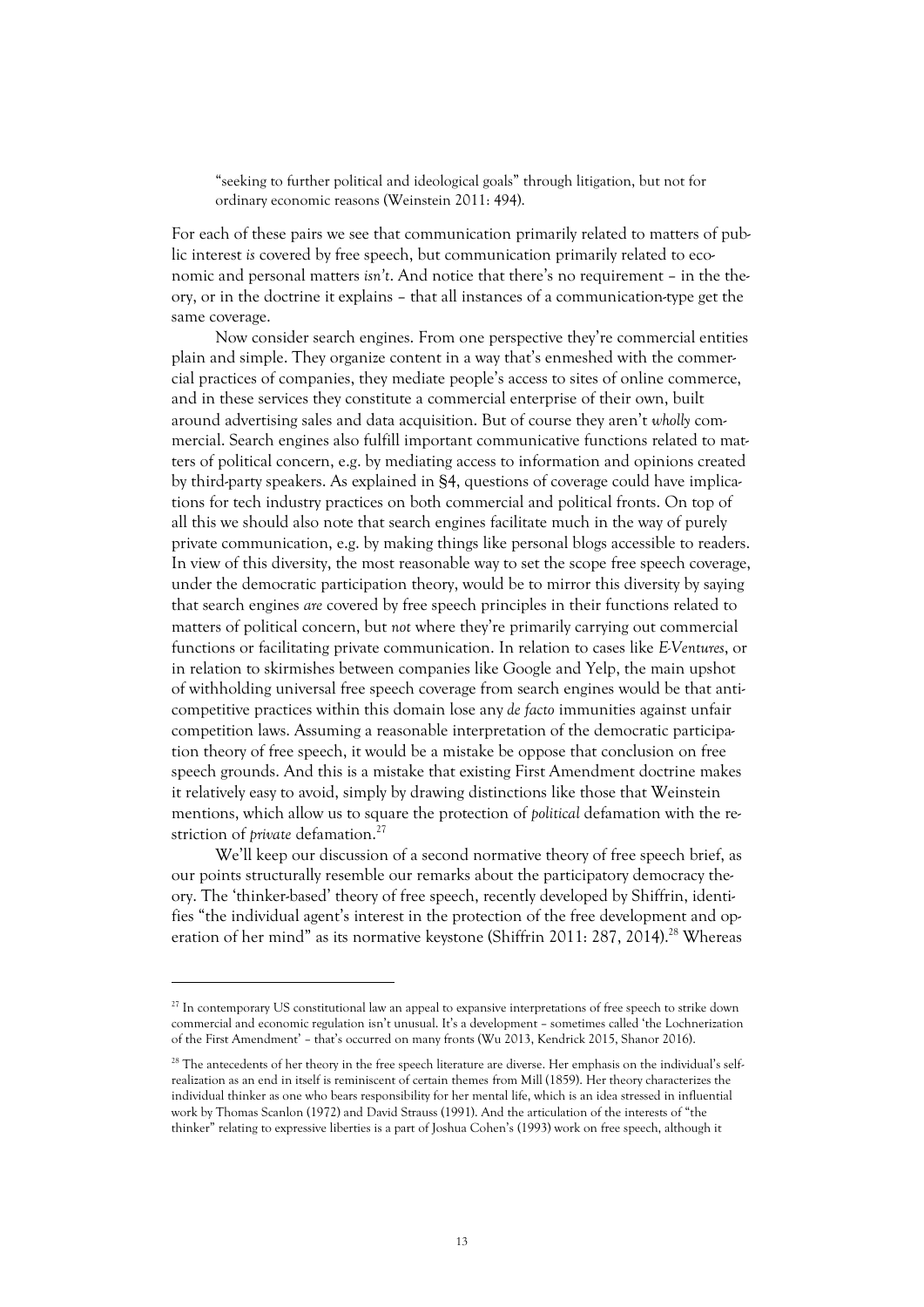> "seeking to further political and ideological goals" through litigation, but not for ordinary economic reasons (Weinstein 2011: 494).

For each of these pairs we see that communication primarily related to matters of public interest *is* covered by free speech, but communication primarily related to economic and personal matters *isn't*. And notice that there's no requirement – in the theory, or in the doctrine it explains – that all instances of a communication-type get the same coverage.

Now consider search engines. From one perspective they're commercial entities plain and simple. They organize content in a way that's enmeshed with the commercial practices of companies, they mediate people's access to sites of online commerce, and in these services they constitute a commercial enterprise of their own, built around advertising sales and data acquisition. But of course they aren't *wholly* commercial. Search engines also fulfill important communicative functions related to matters of political concern, e.g. by mediating access to information and opinions created by third-party speakers. As explained in §4, questions of coverage could have implications for tech industry practices on both commercial and political fronts. On top of all this we should also note that search engines facilitate much in the way of purely private communication, e.g. by making things like personal blogs accessible to readers. In view of this diversity, the most reasonable way to set the scope free speech coverage, under the democratic participation theory, would be to mirror this diversity by saying that search engines *are* covered by free speech principles in their functions related to matters of political concern, but *not* where they're primarily carrying out commercial functions or facilitating private communication. In relation to cases like *E-Ventures*, or in relation to skirmishes between companies like Google and Yelp, the main upshot of withholding universal free speech coverage from search engines would be that anti-competitive practices within this domain lose any *de facto* immunities against unfair competition laws. Assuming a reasonable interpretation of the democratic participation theory of free speech, it would be a mistake be oppose that conclusion on free speech grounds. And this is a mistake that existing First Amendment doctrine makes it relatively easy to avoid, simply by drawing distinctions like those that Weinstein mentions, which allow us to square the protection of *political* defamation with the restriction of *private* defamation.[27]

We'll keep our discussion of a second normative theory of free speech brief, as our points structurally resemble our remarks about the participatory democracy theory. The 'thinker-based' theory of free speech, recently developed by Shiffrin, identifies "the individual agent's interest in the protection of the free development and operation of her mind" as its normative keystone (Shiffrin 2011: 287, 2014).[28] Whereas

---

[27] In contemporary US constitutional law an appeal to expansive interpretations of free speech to strike down commercial and economic regulation isn't unusual. It's a development – sometimes called 'the Lochnerization of the First Amendment' – that's occurred on many fronts (Wu 2013, Kendrick 2015, Shanor 2016).

[28] The antecedents of her theory in the free speech literature are diverse. Her emphasis on the individual's self-realization as an end in itself is reminiscent of certain themes from Mill (1859). Her theory characterizes the individual thinker as one who bears responsibility for her mental life, which is an idea stressed in influential work by Thomas Scanlon (1972) and David Strauss (1991). And the articulation of the interests of "the thinker" relating to expressive liberties is a part of Joshua Cohen's (1993) work on free speech, although it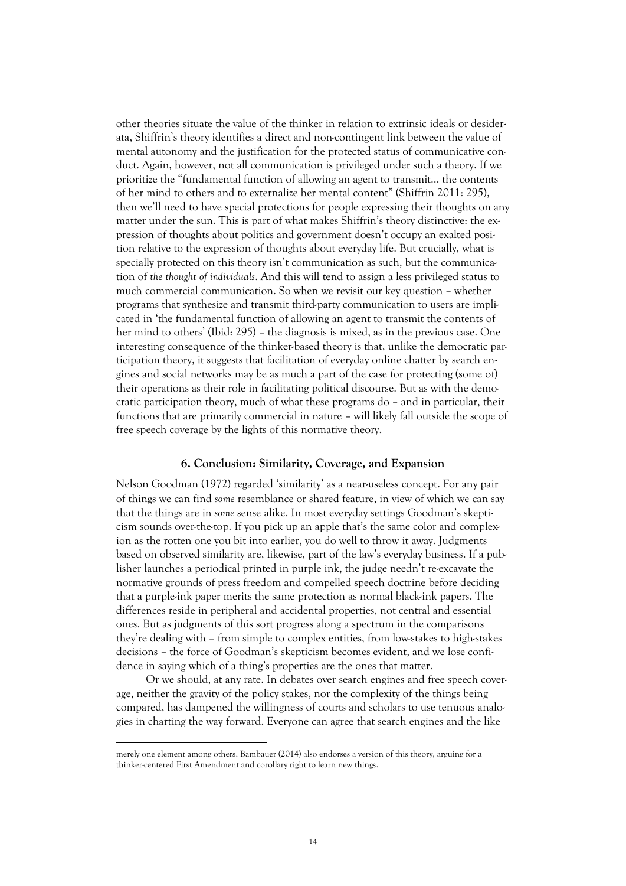other theories situate the value of the thinker in relation to extrinsic ideals or desiderata, Shiffrin's theory identifies a direct and non-contingent link between the value of mental autonomy and the justification for the protected status of communicative conduct. Again, however, not all communication is privileged under such a theory. If we prioritize the "fundamental function of allowing an agent to transmit… the contents of her mind to others and to externalize her mental content" (Shiffrin 2011: 295), then we'll need to have special protections for people expressing their thoughts on any matter under the sun. This is part of what makes Shiffrin's theory distinctive: the expression of thoughts about politics and government doesn't occupy an exalted position relative to the expression of thoughts about everyday life. But crucially, what is specially protected on this theory isn't communication as such, but the communication of *the thought of individuals*. And this will tend to assign a less privileged status to much commercial communication. So when we revisit our key question – whether programs that synthesize and transmit third-party communication to users are implicated in 'the fundamental function of allowing an agent to transmit the contents of her mind to others' (Ibid: 295) – the diagnosis is mixed, as in the previous case. One interesting consequence of the thinker-based theory is that, unlike the democratic participation theory, it suggests that facilitation of everyday online chatter by search engines and social networks may be as much a part of the case for protecting (some of) their operations as their role in facilitating political discourse. But as with the democratic participation theory, much of what these programs do – and in particular, their functions that are primarily commercial in nature – will likely fall outside the scope of free speech coverage by the lights of this normative theory.

## 6. Conclusion: Similarity, Coverage, and Expansion

Nelson Goodman (1972) regarded 'similarity' as a near-useless concept. For any pair of things we can find *some* resemblance or shared feature, in view of which we can say that the things are in *some* sense alike. In most everyday settings Goodman's skepticism sounds over-the-top. If you pick up an apple that's the same color and complexion as the rotten one you bit into earlier, you do well to throw it away. Judgments based on observed similarity are, likewise, part of the law's everyday business. If a publisher launches a periodical printed in purple ink, the judge needn't re-excavate the normative grounds of press freedom and compelled speech doctrine before deciding that a purple-ink paper merits the same protection as normal black-ink papers. The differences reside in peripheral and accidental properties, not central and essential ones. But as judgments of this sort progress along a spectrum in the comparisons they're dealing with – from simple to complex entities, from low-stakes to high-stakes decisions – the force of Goodman's skepticism becomes evident, and we lose confidence in saying which of a thing's properties are the ones that matter.

Or we should, at any rate. In debates over search engines and free speech coverage, neither the gravity of the policy stakes, nor the complexity of the things being compared, has dampened the willingness of courts and scholars to use tenuous analogies in charting the way forward. Everyone can agree that search engines and the like

merely one element among others. Bambauer (2014) also endorses a version of this theory, arguing for a thinker-centered First Amendment and corollary right to learn new things.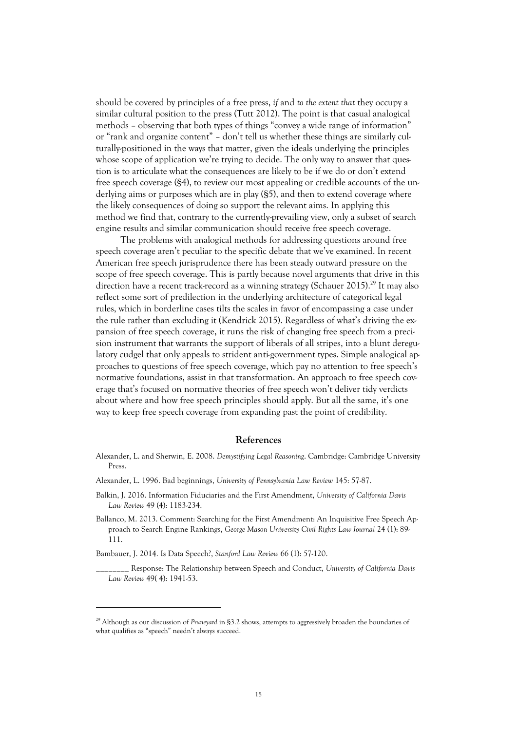should be covered by principles of a free press, *if* and *to the extent that* they occupy a similar cultural position to the press (Tutt 2012). The point is that casual analogical methods – observing that both types of things "convey a wide range of information" or "rank and organize content" – don't tell us whether these things are similarly culturally-positioned in the ways that matter, given the ideals underlying the principles whose scope of application we're trying to decide. The only way to answer that question is to articulate what the consequences are likely to be if we do or don't extend free speech coverage (§4), to review our most appealing or credible accounts of the underlying aims or purposes which are in play (§5), and then to extend coverage where the likely consequences of doing so support the relevant aims. In applying this method we find that, contrary to the currently-prevailing view, only a subset of search engine results and similar communication should receive free speech coverage.

The problems with analogical methods for addressing questions around free speech coverage aren't peculiar to the specific debate that we've examined. In recent American free speech jurisprudence there has been steady outward pressure on the scope of free speech coverage. This is partly because novel arguments that drive in this direction have a recent track-record as a winning strategy (Schauer 2015).[29] It may also reflect some sort of predilection in the underlying architecture of categorical legal rules, which in borderline cases tilts the scales in favor of encompassing a case under the rule rather than excluding it (Kendrick 2015). Regardless of what's driving the expansion of free speech coverage, it runs the risk of changing free speech from a precision instrument that warrants the support of liberals of all stripes, into a blunt deregulatory cudgel that only appeals to strident anti-government types. Simple analogical approaches to questions of free speech coverage, which pay no attention to free speech's normative foundations, assist in that transformation. An approach to free speech coverage that's focused on normative theories of free speech won't deliver tidy verdicts about where and how free speech principles should apply. But all the same, it's one way to keep free speech coverage from expanding past the point of credibility.

## References

Alexander, L. and Sherwin, E. 2008. *Demystifying Legal Reasoning*. Cambridge: Cambridge University Press.

Alexander, L. 1996. Bad beginnings, *University of Pennsylvania Law Review* 145: 57-87.

Balkin, J. 2016. Information Fiduciaries and the First Amendment, *University of California Davis Law Review* 49 (4): 1183-234.

Ballanco, M. 2013. Comment: Searching for the First Amendment: An Inquisitive Free Speech Approach to Search Engine Rankings, *George Mason University Civil Rights Law Journal* 24 (1): 89-111.

Bambauer, J. 2014. Is Data Speech?, *Stanford Law Review* 66 (1): 57-120.

________ Response: The Relationship between Speech and Conduct, *University of California Davis Law Review* 49( 4): 1941-53.

[29] Although as our discussion of *Pruneyard* in §3.2 shows, attempts to aggressively broaden the boundaries of what qualifies as "speech" needn't always succeed.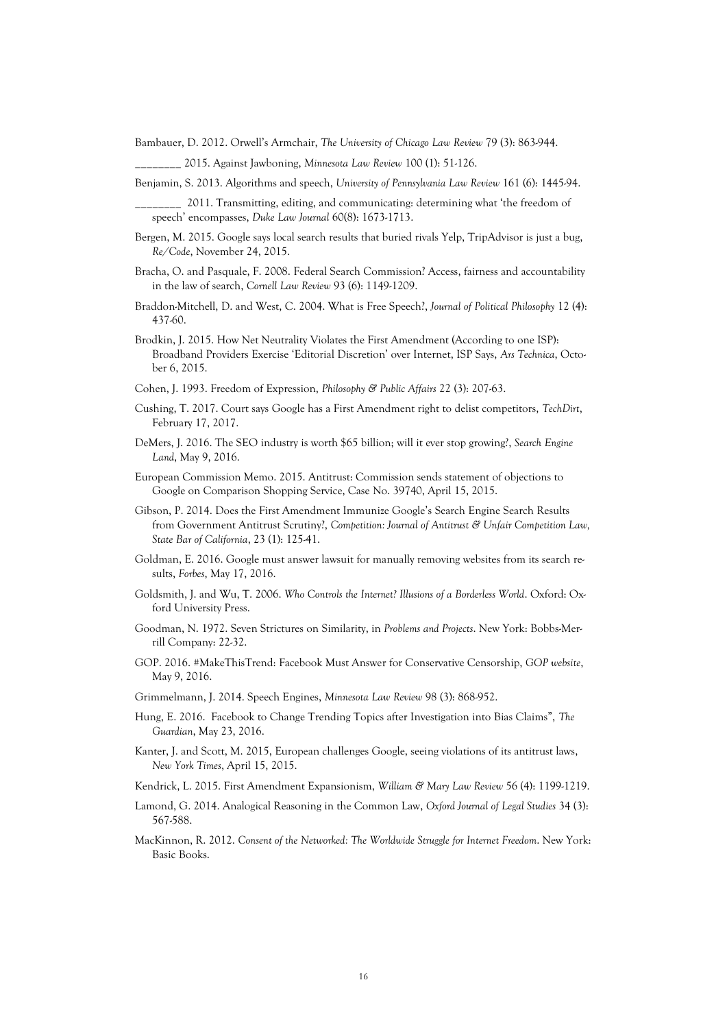Bambauer, D. 2012. Orwell's Armchair, *The University of Chicago Law Review* 79 (3): 863-944.

________ 2015. Against Jawboning, *Minnesota Law Review* 100 (1): 51-126.

Benjamin, S. 2013. Algorithms and speech, *University of Pennsylvania Law Review* 161 (6): 1445-94.

________ 2011. Transmitting, editing, and communicating: determining what 'the freedom of speech' encompasses, *Duke Law Journal* 60(8): 1673-1713.

Bergen, M. 2015. Google says local search results that buried rivals Yelp, TripAdvisor is just a bug, *Re/Code*, November 24, 2015.

Bracha, O. and Pasquale, F. 2008. Federal Search Commission? Access, fairness and accountability in the law of search, *Cornell Law Review* 93 (6): 1149-1209.

Braddon-Mitchell, D. and West, C. 2004. What is Free Speech?, *Journal of Political Philosophy* 12 (4): 437-60.

Brodkin, J. 2015. How Net Neutrality Violates the First Amendment (According to one ISP): Broadband Providers Exercise 'Editorial Discretion' over Internet, ISP Says, *Ars Technica*, October 6, 2015.

Cohen, J. 1993. Freedom of Expression, *Philosophy & Public Affairs* 22 (3): 207-63.

Cushing, T. 2017. Court says Google has a First Amendment right to delist competitors, *TechDirt*, February 17, 2017.

DeMers, J. 2016. The SEO industry is worth $65 billion; will it ever stop growing?, *Search Engine Land*, May 9, 2016.

European Commission Memo. 2015. Antitrust: Commission sends statement of objections to Google on Comparison Shopping Service, Case No. 39740, April 15, 2015.

Gibson, P. 2014. Does the First Amendment Immunize Google's Search Engine Search Results from Government Antitrust Scrutiny?, *Competition: Journal of Antitrust & Unfair Competition Law, State Bar of California*, 23 (1): 125-41.

Goldman, E. 2016. Google must answer lawsuit for manually removing websites from its search results, *Forbes*, May 17, 2016.

Goldsmith, J. and Wu, T. 2006. *Who Controls the Internet? Illusions of a Borderless World*. Oxford: Oxford University Press.

Goodman, N. 1972. Seven Strictures on Similarity, in *Problems and Projects*. New York: Bobbs-Merrill Company: 22-32.

GOP. 2016. #MakeThisTrend: Facebook Must Answer for Conservative Censorship, *GOP website*, May 9, 2016.

Grimmelmann, J. 2014. Speech Engines, *Minnesota Law Review* 98 (3): 868-952.

Hung, E. 2016. Facebook to Change Trending Topics after Investigation into Bias Claims", *The Guardian*, May 23, 2016.

Kanter, J. and Scott, M. 2015, European challenges Google, seeing violations of its antitrust laws, *New York Times*, April 15, 2015.

Kendrick, L. 2015. First Amendment Expansionism, *William & Mary Law Review* 56 (4): 1199-1219.

Lamond, G. 2014. Analogical Reasoning in the Common Law, *Oxford Journal of Legal Studies* 34 (3): 567-588.

MacKinnon, R. 2012. *Consent of the Networked: The Worldwide Struggle for Internet Freedom*. New York: Basic Books.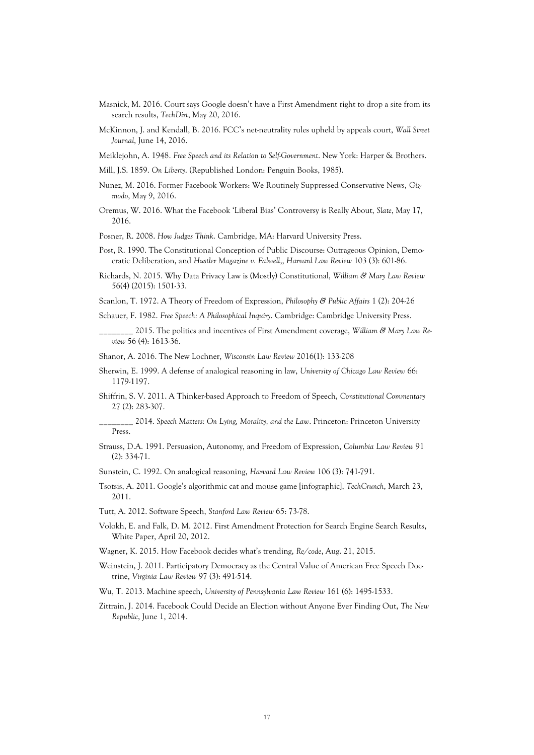Masnick, M. 2016. Court says Google doesn't have a First Amendment right to drop a site from its search results, *TechDirt*, May 20, 2016.

McKinnon, J. and Kendall, B. 2016. FCC's net-neutrality rules upheld by appeals court, *Wall Street Journal*, June 14, 2016.

Meiklejohn, A. 1948. *Free Speech and its Relation to Self-Government*. New York: Harper & Brothers.

Mill, J.S. 1859. *On Liberty*. (Republished London: Penguin Books, 1985).

Nunez, M. 2016. Former Facebook Workers: We Routinely Suppressed Conservative News, *Gizmodo*, May 9, 2016.

Oremus, W. 2016. What the Facebook 'Liberal Bias' Controversy is Really About, *Slate*, May 17, 2016.

Posner, R. 2008. *How Judges Think*. Cambridge, MA: Harvard University Press.

Post, R. 1990. The Constitutional Conception of Public Discourse: Outrageous Opinion, Democratic Deliberation, and *Hustler Magazine v. Falwell*,, *Harvard Law Review* 103 (3): 601-86.

Richards, N. 2015. Why Data Privacy Law is (Mostly) Constitutional, *William & Mary Law Review* 56(4) (2015): 1501-33.

Scanlon, T. 1972. A Theory of Freedom of Expression, *Philosophy & Public Affairs* 1 (2): 204-26

Schauer, F. 1982. *Free Speech: A Philosophical Inquiry*. Cambridge: Cambridge University Press.

________ 2015. The politics and incentives of First Amendment coverage, *William & Mary Law Review* 56 (4): 1613-36.

Shanor, A. 2016. The New Lochner, *Wisconsin Law Review* 2016(1): 133-208

Sherwin, E. 1999. A defense of analogical reasoning in law, *University of Chicago Law Review* 66: 1179-1197.

Shiffrin, S. V. 2011. A Thinker-based Approach to Freedom of Speech, *Constitutional Commentary* 27 (2): 283-307.

________ 2014. *Speech Matters: On Lying, Morality, and the Law*. Princeton: Princeton University Press.

Strauss, D.A. 1991. Persuasion, Autonomy, and Freedom of Expression, *Columbia Law Review* 91 (2): 334-71.

Sunstein, C. 1992. On analogical reasoning, *Harvard Law Review* 106 (3): 741-791.

Tsotsis, A. 2011. Google's algorithmic cat and mouse game [infographic], *TechCrunch*, March 23, 2011.

Tutt, A. 2012. Software Speech, *Stanford Law Review* 65: 73-78.

Volokh, E. and Falk, D. M. 2012. First Amendment Protection for Search Engine Search Results, White Paper, April 20, 2012.

Wagner, K. 2015. How Facebook decides what's trending, *Re/code*, Aug. 21, 2015.

Weinstein, J. 2011. Participatory Democracy as the Central Value of American Free Speech Doctrine, *Virginia Law Review* 97 (3): 491-514.

Wu, T. 2013. Machine speech, *University of Pennsylvania Law Review* 161 (6): 1495-1533.

Zittrain, J. 2014. Facebook Could Decide an Election without Anyone Ever Finding Out, *The New Republic*, June 1, 2014.